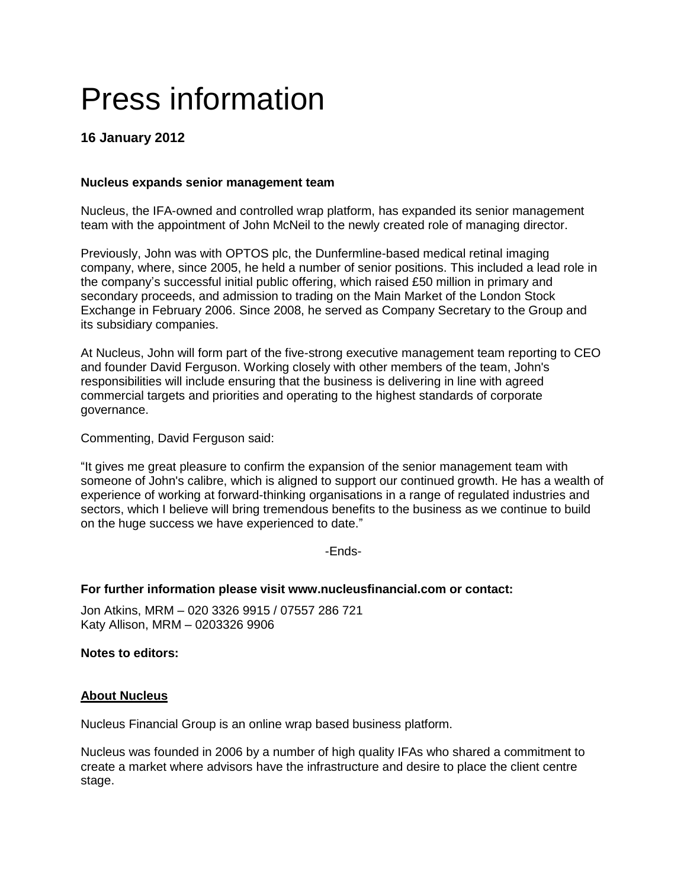# Press information

**16 January 2012**

**Nucleus expands senior management team**

Nucleus, the IFA-owned and controlled wrap platform, has expanded its senior management team with the appointment of John McNeil to the newly created role of managing director.

Previously, John was with OPTOS plc, the Dunfermline-based medical retinal imaging company, where, since 2005, he held a number of senior positions. This included a lead role in the company's successful initial public offering, which raised £50 million in primary and secondary proceeds, and admission to trading on the Main Market of the London Stock Exchange in February 2006. Since 2008, he served as Company Secretary to the Group and its subsidiary companies.

At Nucleus, John will form part of the five-strong executive management team reporting to CEO and founder David Ferguson. Working closely with other members of the team, John's responsibilities will include ensuring that the business is delivering in line with agreed commercial targets and priorities and operating to the highest standards of corporate governance.

Commenting, David Ferguson said:

"It gives me great pleasure to confirm the expansion of the senior management team with someone of John's calibre, which is aligned to support our continued growth. He has a wealth of experience of working at forward-thinking organisations in a range of regulated industries and sectors, which I believe will bring tremendous benefits to the business as we continue to build on the huge success we have experienced to date."

-Ends-

**For further information please visit www.nucleusfinancial.com or contact:**

Jon Atkins, MRM – 020 3326 9915 / 07557 286 721
Katy Allison, MRM – 0203326 9906

**Notes to editors:**

**About Nucleus**

Nucleus Financial Group is an online wrap based business platform.

Nucleus was founded in 2006 by a number of high quality IFAs who shared a commitment to create a market where advisors have the infrastructure and desire to place the client centre stage.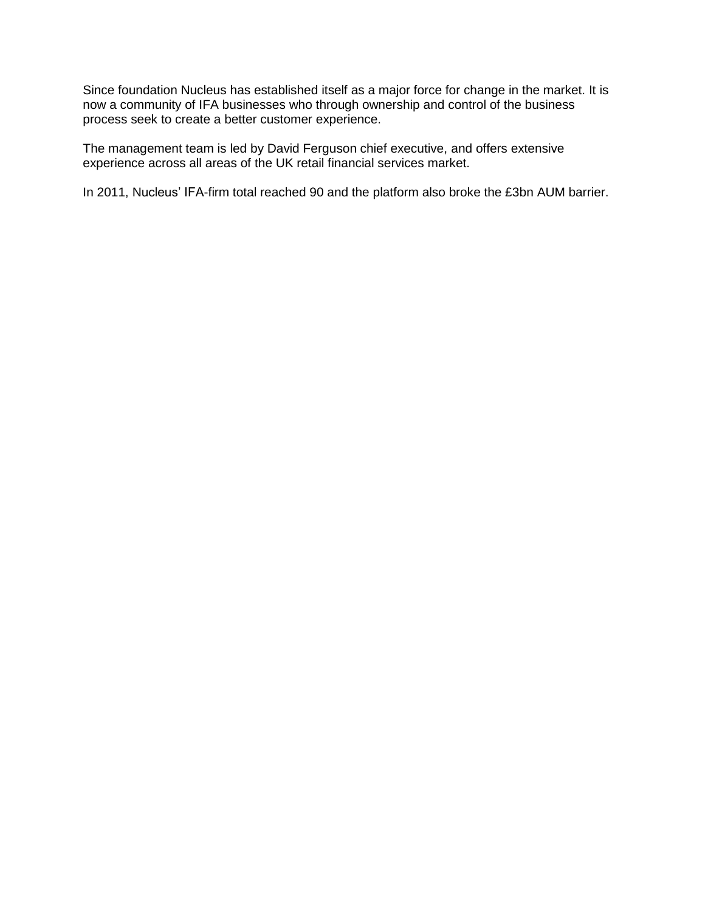Since foundation Nucleus has established itself as a major force for change in the market. It is now a community of IFA businesses who through ownership and control of the business process seek to create a better customer experience.

The management team is led by David Ferguson chief executive, and offers extensive experience across all areas of the UK retail financial services market.

In 2011, Nucleus' IFA-firm total reached 90 and the platform also broke the £3bn AUM barrier.